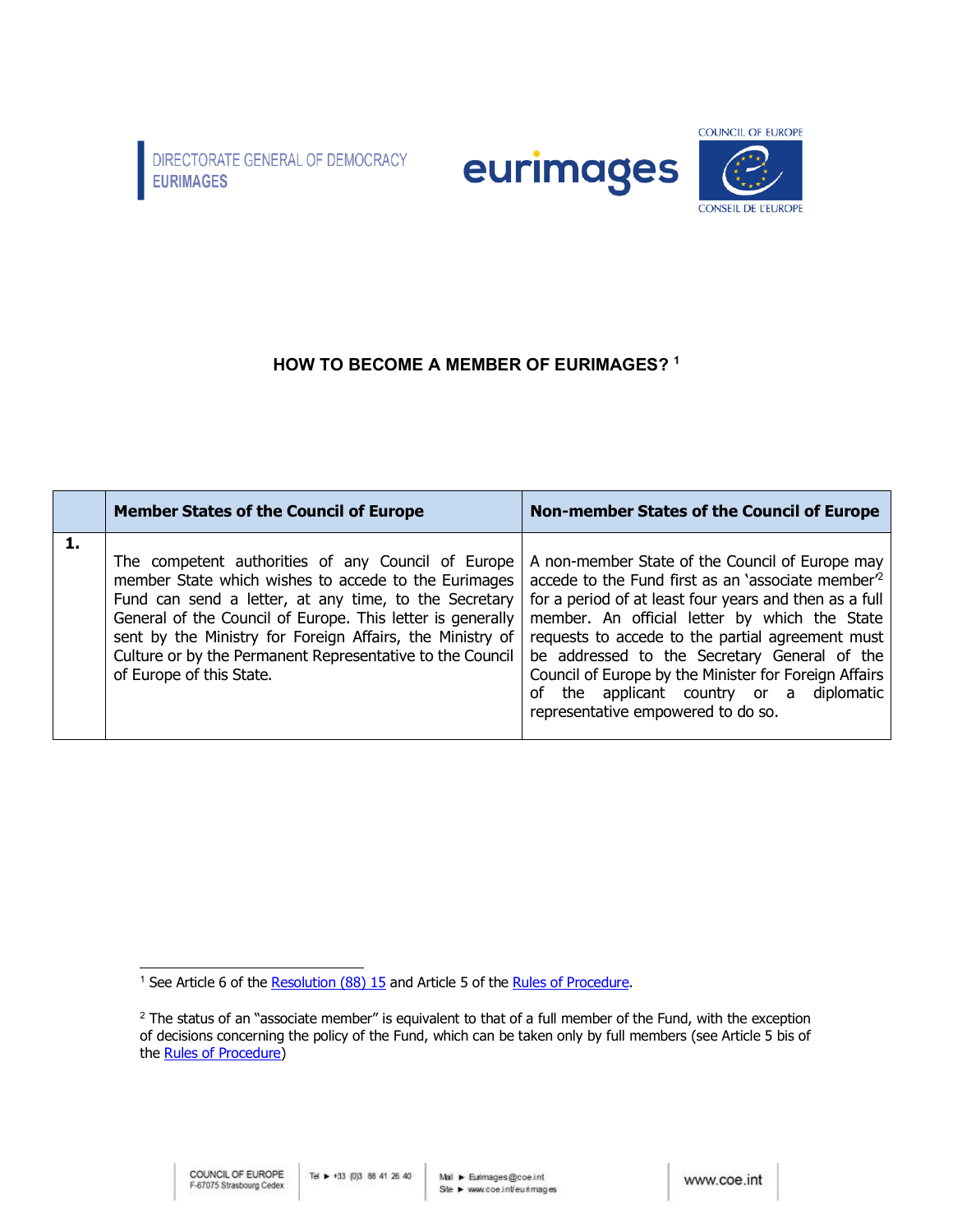DIRECTORATE GENERAL OF DEMOCRACY
EURIMAGES

## HOW TO BECOME A MEMBER OF EURIMAGES? [1]

| | Member States of the Council of Europe | Non-member States of the Council of Europe |
|---|---|---|
| **1.** | The competent authorities of any Council of Europe member State which wishes to accede to the Eurimages Fund can send a letter, at any time, to the Secretary General of the Council of Europe. This letter is generally sent by the Ministry for Foreign Affairs, the Ministry of Culture or by the Permanent Representative to the Council of Europe of this State. | A non-member State of the Council of Europe may accede to the Fund first as an 'associate member'[2] for a period of at least four years and then as a full member. An official letter by which the State requests to accede to the partial agreement must be addressed to the Secretary General of the Council of Europe by the Minister for Foreign Affairs of the applicant country or a diplomatic representative empowered to do so. |

[1] See Article 6 of the Resolution (88) 15 and Article 5 of the Rules of Procedure.

[2] The status of an "associate member" is equivalent to that of a full member of the Fund, with the exception of decisions concerning the policy of the Fund, which can be taken only by full members (see Article 5 bis of the Rules of Procedure)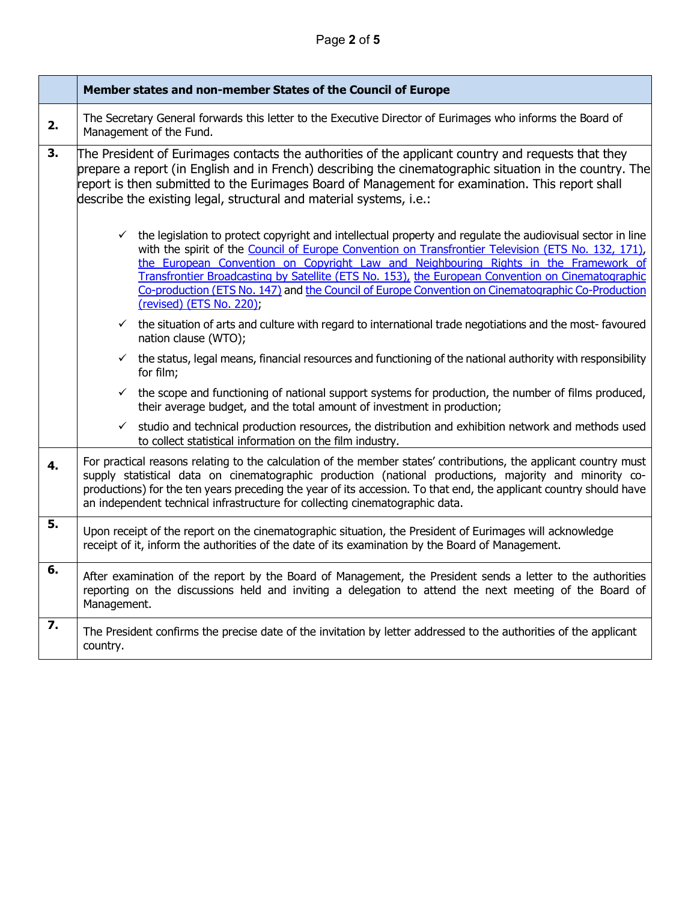| | Member states and non-member States of the Council of Europe |
|---|---|
| **2.** | The Secretary General forwards this letter to the Executive Director of Eurimages who informs the Board of Management of the Fund. |
| **3.** | The President of Eurimages contacts the authorities of the applicant country and requests that they prepare a report (in English and in French) describing the cinematographic situation in the country. The report is then submitted to the Eurimages Board of Management for examination. This report shall describe the existing legal, structural and material systems, i.e.:<br><br>✓ the legislation to protect copyright and intellectual property and regulate the audiovisual sector in line with the spirit of the Council of Europe Convention on Transfrontier Television (ETS No. 132, 171), the European Convention on Copyright Law and Neighbouring Rights in the Framework of Transfrontier Broadcasting by Satellite (ETS No. 153), the European Convention on Cinematographic Co-production (ETS No. 147) and the Council of Europe Convention on Cinematographic Co-Production (revised) (ETS No. 220);<br><br>✓ the situation of arts and culture with regard to international trade negotiations and the most- favoured nation clause (WTO);<br><br>✓ the status, legal means, financial resources and functioning of the national authority with responsibility for film;<br><br>✓ the scope and functioning of national support systems for production, the number of films produced, their average budget, and the total amount of investment in production;<br><br>✓ studio and technical production resources, the distribution and exhibition network and methods used to collect statistical information on the film industry. |
| **4.** | For practical reasons relating to the calculation of the member states' contributions, the applicant country must supply statistical data on cinematographic production (national productions, majority and minority co-productions) for the ten years preceding the year of its accession. To that end, the applicant country should have an independent technical infrastructure for collecting cinematographic data. |
| **5.** | Upon receipt of the report on the cinematographic situation, the President of Eurimages will acknowledge receipt of it, inform the authorities of the date of its examination by the Board of Management. |
| **6.** | After examination of the report by the Board of Management, the President sends a letter to the authorities reporting on the discussions held and inviting a delegation to attend the next meeting of the Board of Management. |
| **7.** | The President confirms the precise date of the invitation by letter addressed to the authorities of the applicant country. |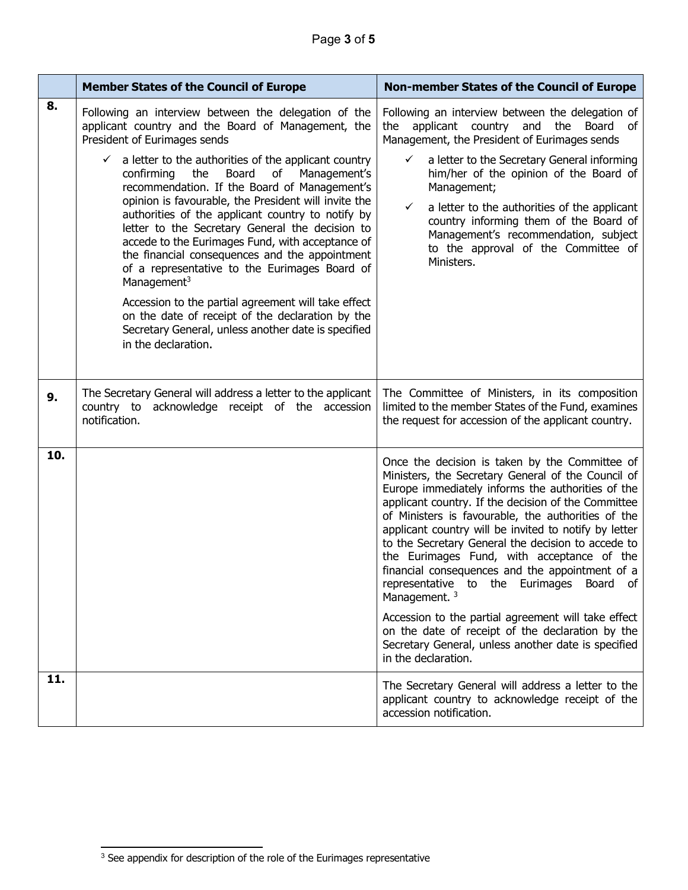| | Member States of the Council of Europe | Non-member States of the Council of Europe |
|---|---|---|
| **8.** | Following an interview between the delegation of the applicant country and the Board of Management, the President of Eurimages sends<br>✓ a letter to the authorities of the applicant country confirming the Board of Management's recommendation. If the Board of Management's opinion is favourable, the President will invite the authorities of the applicant country to notify by letter to the Secretary General the decision to accede to the Eurimages Fund, with acceptance of the financial consequences and the appointment of a representative to the Eurimages Board of Management[3]<br>Accession to the partial agreement will take effect on the date of receipt of the declaration by the Secretary General, unless another date is specified in the declaration. | Following an interview between the delegation of the applicant country and the Board of Management, the President of Eurimages sends<br>✓ a letter to the Secretary General informing him/her of the opinion of the Board of Management;<br>✓ a letter to the authorities of the applicant country informing them of the Board of Management's recommendation, subject to the approval of the Committee of Ministers. |
| **9.** | The Secretary General will address a letter to the applicant country to acknowledge receipt of the accession notification. | The Committee of Ministers, in its composition limited to the member States of the Fund, examines the request for accession of the applicant country. |
| **10.** | | Once the decision is taken by the Committee of Ministers, the Secretary General of the Council of Europe immediately informs the authorities of the applicant country. If the decision of the Committee of Ministers is favourable, the authorities of the applicant country will be invited to notify by letter to the Secretary General the decision to accede to the Eurimages Fund, with acceptance of the financial consequences and the appointment of a representative to the Eurimages Board of Management. [3]<br>Accession to the partial agreement will take effect on the date of receipt of the declaration by the Secretary General, unless another date is specified in the declaration. |
| **11.** | | The Secretary General will address a letter to the applicant country to acknowledge receipt of the accession notification. |

[3] See appendix for description of the role of the Eurimages representative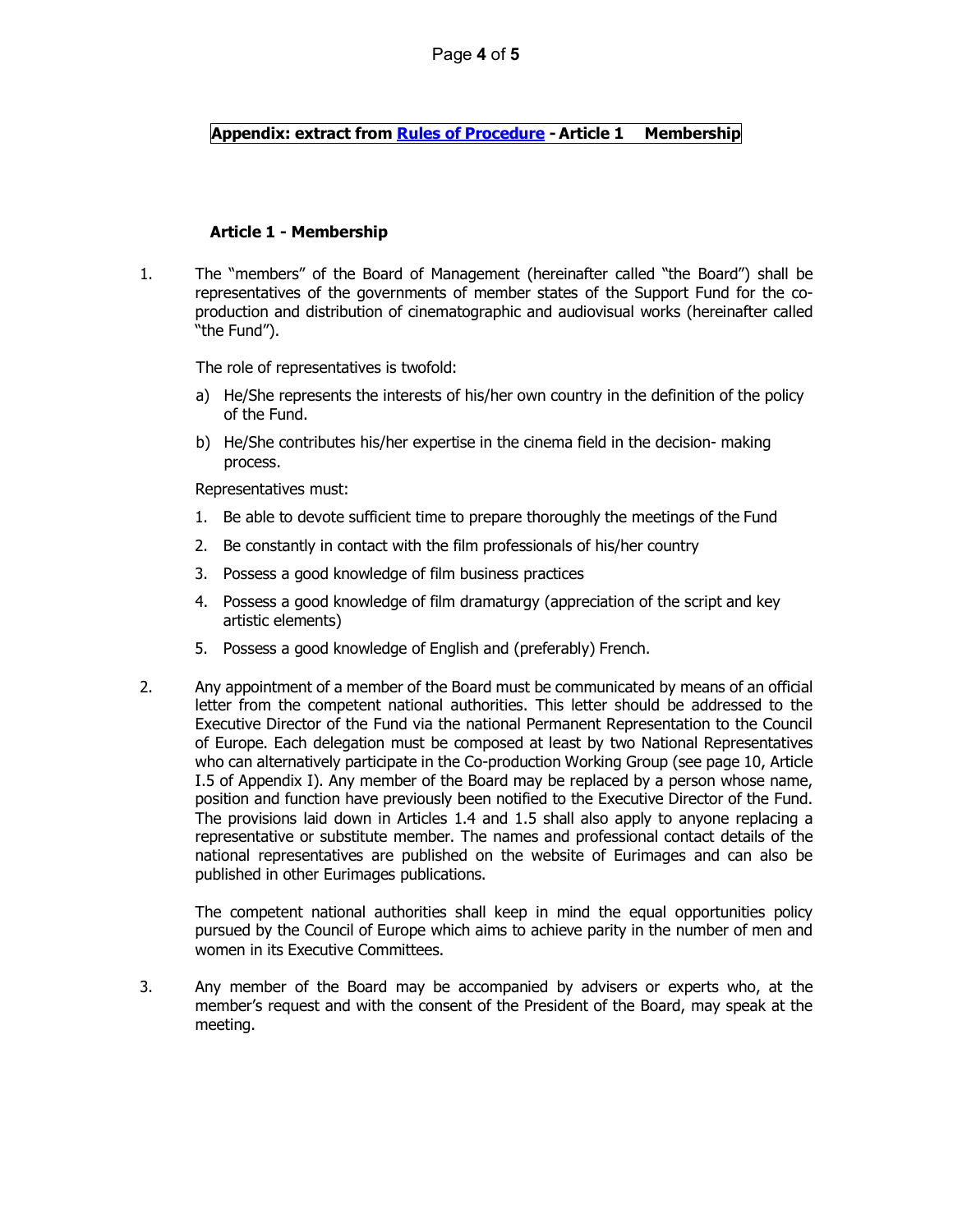**Appendix: extract from Rules of Procedure - Article 1 Membership**

**Article 1 - Membership**

1. The "members" of the Board of Management (hereinafter called "the Board") shall be representatives of the governments of member states of the Support Fund for the co-production and distribution of cinematographic and audiovisual works (hereinafter called "the Fund").

   The role of representatives is twofold:

   a) He/She represents the interests of his/her own country in the definition of the policy of the Fund.

   b) He/She contributes his/her expertise in the cinema field in the decision- making process.

   Representatives must:

   1. Be able to devote sufficient time to prepare thoroughly the meetings of the Fund
   2. Be constantly in contact with the film professionals of his/her country
   3. Possess a good knowledge of film business practices
   4. Possess a good knowledge of film dramaturgy (appreciation of the script and key artistic elements)
   5. Possess a good knowledge of English and (preferably) French.

2. Any appointment of a member of the Board must be communicated by means of an official letter from the competent national authorities. This letter should be addressed to the Executive Director of the Fund via the national Permanent Representation to the Council of Europe. Each delegation must be composed at least by two National Representatives who can alternatively participate in the Co-production Working Group (see page 10, Article I.5 of Appendix I). Any member of the Board may be replaced by a person whose name, position and function have previously been notified to the Executive Director of the Fund. The provisions laid down in Articles 1.4 and 1.5 shall also apply to anyone replacing a representative or substitute member. The names and professional contact details of the national representatives are published on the website of Eurimages and can also be published in other Eurimages publications.

   The competent national authorities shall keep in mind the equal opportunities policy pursued by the Council of Europe which aims to achieve parity in the number of men and women in its Executive Committees.

3. Any member of the Board may be accompanied by advisers or experts who, at the member's request and with the consent of the President of the Board, may speak at the meeting.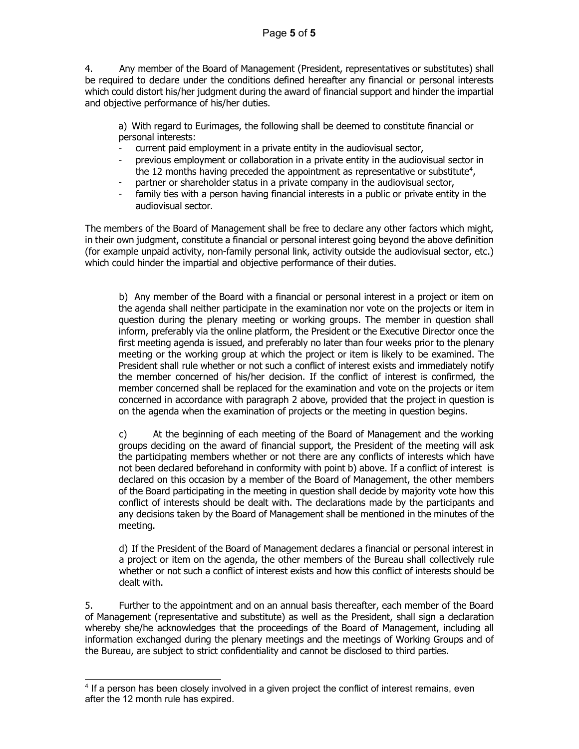4. Any member of the Board of Management (President, representatives or substitutes) shall be required to declare under the conditions defined hereafter any financial or personal interests which could distort his/her judgment during the award of financial support and hinder the impartial and objective performance of his/her duties.

a) With regard to Eurimages, the following shall be deemed to constitute financial or personal interests:

- current paid employment in a private entity in the audiovisual sector,
- previous employment or collaboration in a private entity in the audiovisual sector in the 12 months having preceded the appointment as representative or substitute[4],
- partner or shareholder status in a private company in the audiovisual sector,
- family ties with a person having financial interests in a public or private entity in the audiovisual sector.

The members of the Board of Management shall be free to declare any other factors which might, in their own judgment, constitute a financial or personal interest going beyond the above definition (for example unpaid activity, non-family personal link, activity outside the audiovisual sector, etc.) which could hinder the impartial and objective performance of their duties.

b) Any member of the Board with a financial or personal interest in a project or item on the agenda shall neither participate in the examination nor vote on the projects or item in question during the plenary meeting or working groups. The member in question shall inform, preferably via the online platform, the President or the Executive Director once the first meeting agenda is issued, and preferably no later than four weeks prior to the plenary meeting or the working group at which the project or item is likely to be examined. The President shall rule whether or not such a conflict of interest exists and immediately notify the member concerned of his/her decision. If the conflict of interest is confirmed, the member concerned shall be replaced for the examination and vote on the projects or item concerned in accordance with paragraph 2 above, provided that the project in question is on the agenda when the examination of projects or the meeting in question begins.

c) At the beginning of each meeting of the Board of Management and the working groups deciding on the award of financial support, the President of the meeting will ask the participating members whether or not there are any conflicts of interests which have not been declared beforehand in conformity with point b) above. If a conflict of interest is declared on this occasion by a member of the Board of Management, the other members of the Board participating in the meeting in question shall decide by majority vote how this conflict of interests should be dealt with. The declarations made by the participants and any decisions taken by the Board of Management shall be mentioned in the minutes of the meeting.

d) If the President of the Board of Management declares a financial or personal interest in a project or item on the agenda, the other members of the Bureau shall collectively rule whether or not such a conflict of interest exists and how this conflict of interests should be dealt with.

5. Further to the appointment and on an annual basis thereafter, each member of the Board of Management (representative and substitute) as well as the President, shall sign a declaration whereby she/he acknowledges that the proceedings of the Board of Management, including all information exchanged during the plenary meetings and the meetings of Working Groups and of the Bureau, are subject to strict confidentiality and cannot be disclosed to third parties.

---

[4] If a person has been closely involved in a given project the conflict of interest remains, even after the 12 month rule has expired.